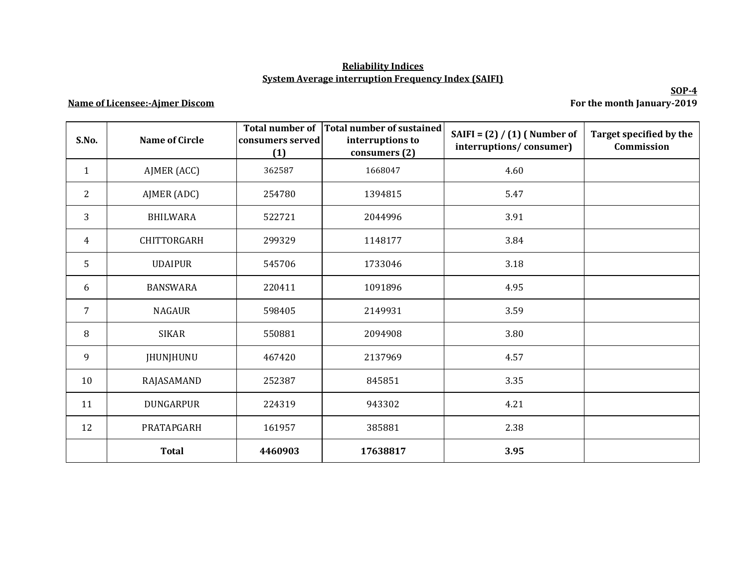**Reliability Indices**

**System Average interruption Frequency Index (SAIFI)**

**SOP-4**

**Name of Licensee:-Ajmer Discom**

**For the month January-2019**

| S.No. | Name of Circle | Total number of consumers served (1) | Total number of sustained interruptions to consumers (2) | SAIFI = (2) / (1) ( Number of interruptions/ consumer) | Target specified by the Commission |
|---|---|---|---|---|---|
| 1 | AJMER (ACC) | 362587 | 1668047 | 4.60 | |
| 2 | AJMER (ADC) | 254780 | 1394815 | 5.47 | |
| 3 | BHILWARA | 522721 | 2044996 | 3.91 | |
| 4 | CHITTORGARH | 299329 | 1148177 | 3.84 | |
| 5 | UDAIPUR | 545706 | 1733046 | 3.18 | |
| 6 | BANSWARA | 220411 | 1091896 | 4.95 | |
| 7 | NAGAUR | 598405 | 2149931 | 3.59 | |
| 8 | SIKAR | 550881 | 2094908 | 3.80 | |
| 9 | JHUNJHUNU | 467420 | 2137969 | 4.57 | |
| 10 | RAJASAMAND | 252387 | 845851 | 3.35 | |
| 11 | DUNGARPUR | 224319 | 943302 | 4.21 | |
| 12 | PRATAPGARH | 161957 | 385881 | 2.38 | |
| | **Total** | **4460903** | **17638817** | **3.95** | |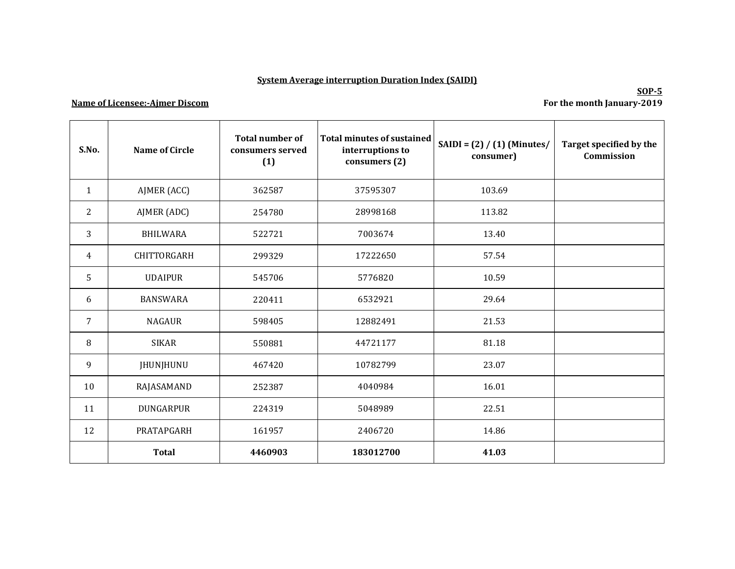## System Average interruption Duration Index (SAIDI)

**SOP-5**

**Name of Licensee:-Ajmer Discom**

**For the month January-2019**

| S.No. | Name of Circle | Total number of consumers served (1) | Total minutes of sustained interruptions to consumers (2) | SAIDI = (2) / (1) (Minutes/ consumer) | Target specified by the Commission |
|---|---|---|---|---|---|
| 1 | AJMER (ACC) | 362587 | 37595307 | 103.69 | |
| 2 | AJMER (ADC) | 254780 | 28998168 | 113.82 | |
| 3 | BHILWARA | 522721 | 7003674 | 13.40 | |
| 4 | CHITTORGARH | 299329 | 17222650 | 57.54 | |
| 5 | UDAIPUR | 545706 | 5776820 | 10.59 | |
| 6 | BANSWARA | 220411 | 6532921 | 29.64 | |
| 7 | NAGAUR | 598405 | 12882491 | 21.53 | |
| 8 | SIKAR | 550881 | 44721177 | 81.18 | |
| 9 | JHUNJHUNU | 467420 | 10782799 | 23.07 | |
| 10 | RAJASAMAND | 252387 | 4040984 | 16.01 | |
| 11 | DUNGARPUR | 224319 | 5048989 | 22.51 | |
| 12 | PRATAPGARH | 161957 | 2406720 | 14.86 | |
| | **Total** | **4460903** | **183012700** | **41.03** | |